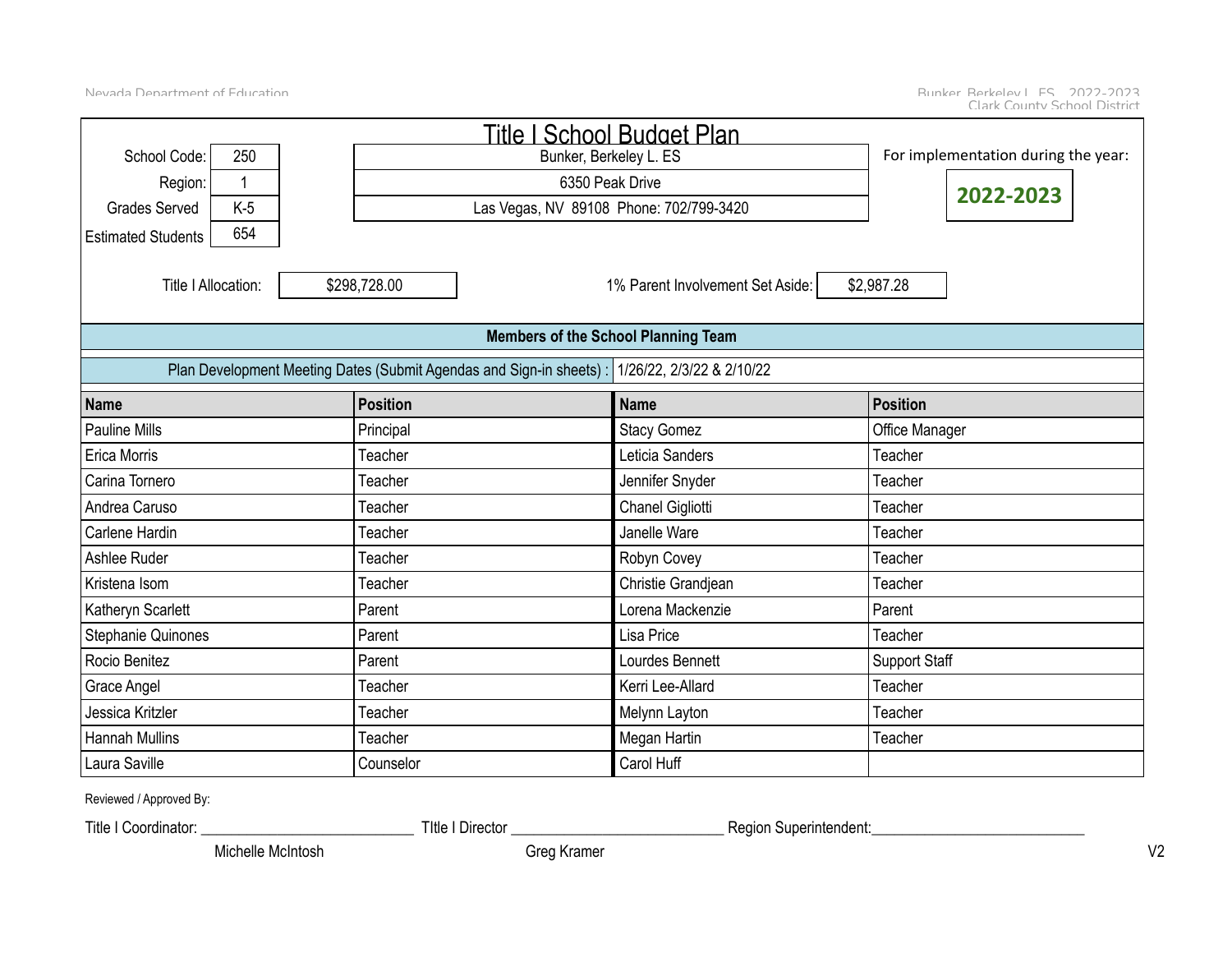# Title I School Budget Plan

| | | | |
|---|---|---|---|
| School Code: | 250 | Bunker, Berkeley L. ES | For implementation during the year: |
| Region: | 1 | 6350 Peak Drive | **2022-2023** |
| Grades Served | K-5 | Las Vegas, NV 89108 Phone: 702/799-3420 | |
| Estimated Students | 654 | | |

Title I Allocation: $298,728.00

1% Parent Involvement Set Aside: $2,987.28

## Members of the School Planning Team

Plan Development Meeting Dates (Submit Agendas and Sign-in sheets) : 1/26/22, 2/3/22 & 2/10/22

| Name | Position | Name | Position |
|---|---|---|---|
| Pauline Mills | Principal | Stacy Gomez | Office Manager |
| Erica Morris | Teacher | Leticia Sanders | Teacher |
| Carina Tornero | Teacher | Jennifer Snyder | Teacher |
| Andrea Caruso | Teacher | Chanel Gigliotti | Teacher |
| Carlene Hardin | Teacher | Janelle Ware | Teacher |
| Ashlee Ruder | Teacher | Robyn Covey | Teacher |
| Kristena Isom | Teacher | Christie Grandjean | Teacher |
| Katheryn Scarlett | Parent | Lorena Mackenzie | Parent |
| Stephanie Quinones | Parent | Lisa Price | Teacher |
| Rocio Benitez | Parent | Lourdes Bennett | Support Staff |
| Grace Angel | Teacher | Kerri Lee-Allard | Teacher |
| Jessica Kritzler | Teacher | Melynn Layton | Teacher |
| Hannah Mullins | Teacher | Megan Hartin | Teacher |
| Laura Saville | Counselor | Carol Huff | |

Reviewed / Approved By:

Title I Coordinator: ___________________________ TItle I Director ___________________________ Region Superintendent:___________________________

Michelle McIntosh Greg Kramer

V2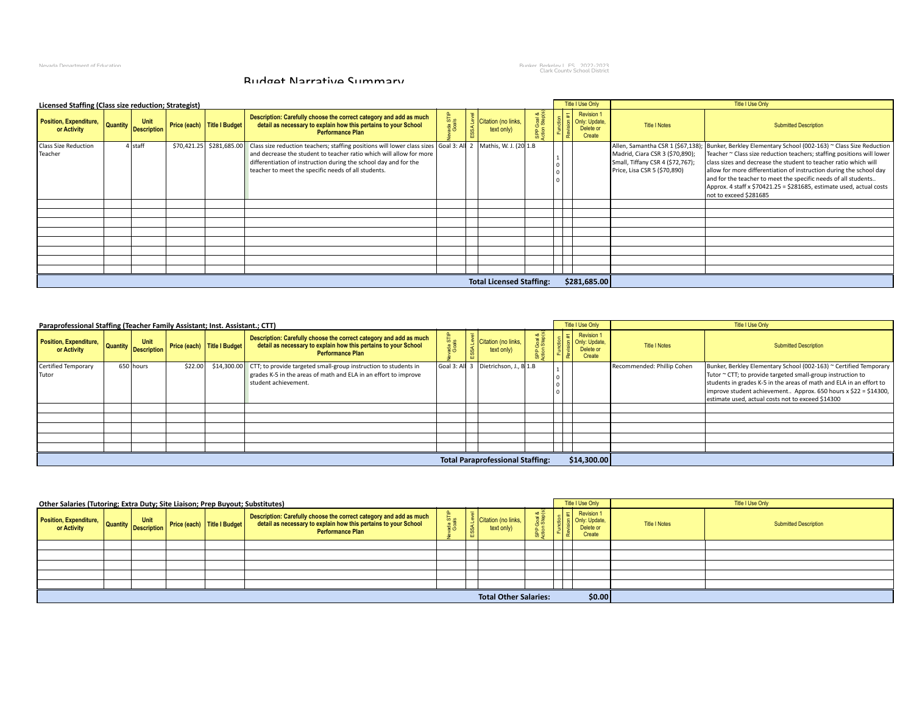# Budget Narrative Summary

### Licensed Staffing (Class size reduction; Strategist)

| Position, Expenditure, or Activity | Quantity | Unit Description | Price (each) | Title I Budget | Description: Carefully choose the correct category and add as much detail as necessary to explain how this pertains to your School Performance Plan | Nevada STIP Goals | ESSA Level | Citation (no links, text only) | SPP Goal & Action Step(s) | Function (Title I Use Only) | Revision #1 (Title I Use Only) | Revision 1 Only: Update, Delete or Create (Title I Use Only) | Title I Notes (Title I Use Only) | Submitted Description (Title I Use Only) |
|---|---|---|---|---|---|---|---|---|---|---|---|---|---|---|
| Class Size Reduction Teacher | 4 | staff | $70,421.25 | $281,685.00 | Class size reduction teachers; staffing positions will lower class sizes and decrease the student to teacher ratio which will allow for more differentiation of instruction during the school day and for the teacher to meet the specific needs of all students. | Goal 3: All | 2 | Mathis, W. J. (20 | 1.B | 1000 | | | Allen, Samantha CSR 1 ($67,138); Madrid, Ciara CSR 3 ($70,890); Small, Tiffany CSR 4 ($72,767); Price, Lisa CSR 5 ($70,890) | Bunker, Berkley Elementary School (002-163) ~ Class Size Reduction Teacher ~ Class size reduction teachers; staffing positions will lower class sizes and decrease the student to teacher ratio which will allow for more differentiation of instruction during the school day and for the teacher to meet the specific needs of all students.. Approx. 4 staff x $70421.25 = $281685, estimate used, actual costs not to exceed $281685 |
| | | | | | | | | | | | | | | |
| | | | | | | | | | | | | | | |
| | | | | | | | | | | | | | | |
| | | | | | | | | | | | | | | |
| | | | | | | | | | | | | | | |
| | | | | | | | | | | | | | | |
| | | | | | | | | | | | | | | |
| | | | | | | | | | | | | | | |
| | | | | | | | | **Total Licensed Staffing:** | | | | **$281,685.00** | | |

### Paraprofessional Staffing (Teacher Family Assistant; Inst. Assistant.; CTT)

| Position, Expenditure, or Activity | Quantity | Unit Description | Price (each) | Title I Budget | Description: Carefully choose the correct category and add as much detail as necessary to explain how this pertains to your School Performance Plan | Nevada STIP Goals | ESSA Level | Citation (no links, text only) | SPP Goal & Action Step(s) | Function (Title I Use Only) | Revision #1 (Title I Use Only) | Revision 1 Only: Update, Delete or Create (Title I Use Only) | Title I Notes (Title I Use Only) | Submitted Description (Title I Use Only) |
|---|---|---|---|---|---|---|---|---|---|---|---|---|---|---|
| Certified Temporary Tutor | 650 | hours | $22.00 | $14,300.00 | CTT; to provide targeted small-group instruction to students in grades K-5 in the areas of math and ELA in an effort to improve student achievement. | Goal 3: All | 3 | Dietrichson, J., B | 1.B | 1000 | | | Recommended: Phillip Cohen | Bunker, Berkley Elementary School (002-163) ~ Certified Temporary Tutor ~ CTT; to provide targeted small-group instruction to students in grades K-5 in the areas of math and ELA in an effort to improve student achievement.. Approx. 650 hours x $22 = $14300, estimate used, actual costs not to exceed $14300 |
| | | | | | | | | | | | | | | |
| | | | | | | | | | | | | | | |
| | | | | | | | | | | | | | | |
| | | | | | | | | | | | | | | |
| | | | | | | | | | | | | | | |
| | | | | | | | | **Total Paraprofessional Staffing:** | | | | **$14,300.00** | | |

### Other Salaries (Tutoring; Extra Duty; Site Liaison; Prep Buyout; Substitutes)

| Position, Expenditure, or Activity | Quantity | Unit Description | Price (each) | Title I Budget | Description: Carefully choose the correct category and add as much detail as necessary to explain how this pertains to your School Performance Plan | Nevada STIP Goals | ESSA Level | Citation (no links, text only) | SPP Goal & Action Step(s) | Function (Title I Use Only) | Revision #1 (Title I Use Only) | Revision 1 Only: Update, Delete or Create (Title I Use Only) | Title I Notes (Title I Use Only) | Submitted Description (Title I Use Only) |
|---|---|---|---|---|---|---|---|---|---|---|---|---|---|---|
| | | | | | | | | | | | | | | |
| | | | | | | | | | | | | | | |
| | | | | | | | | | | | | | | |
| | | | | | | | | | | | | | | |
| | | | | | | | | | | | | | | |
| | | | | | | | | **Total Other Salaries:** | | | | **$0.00** | | |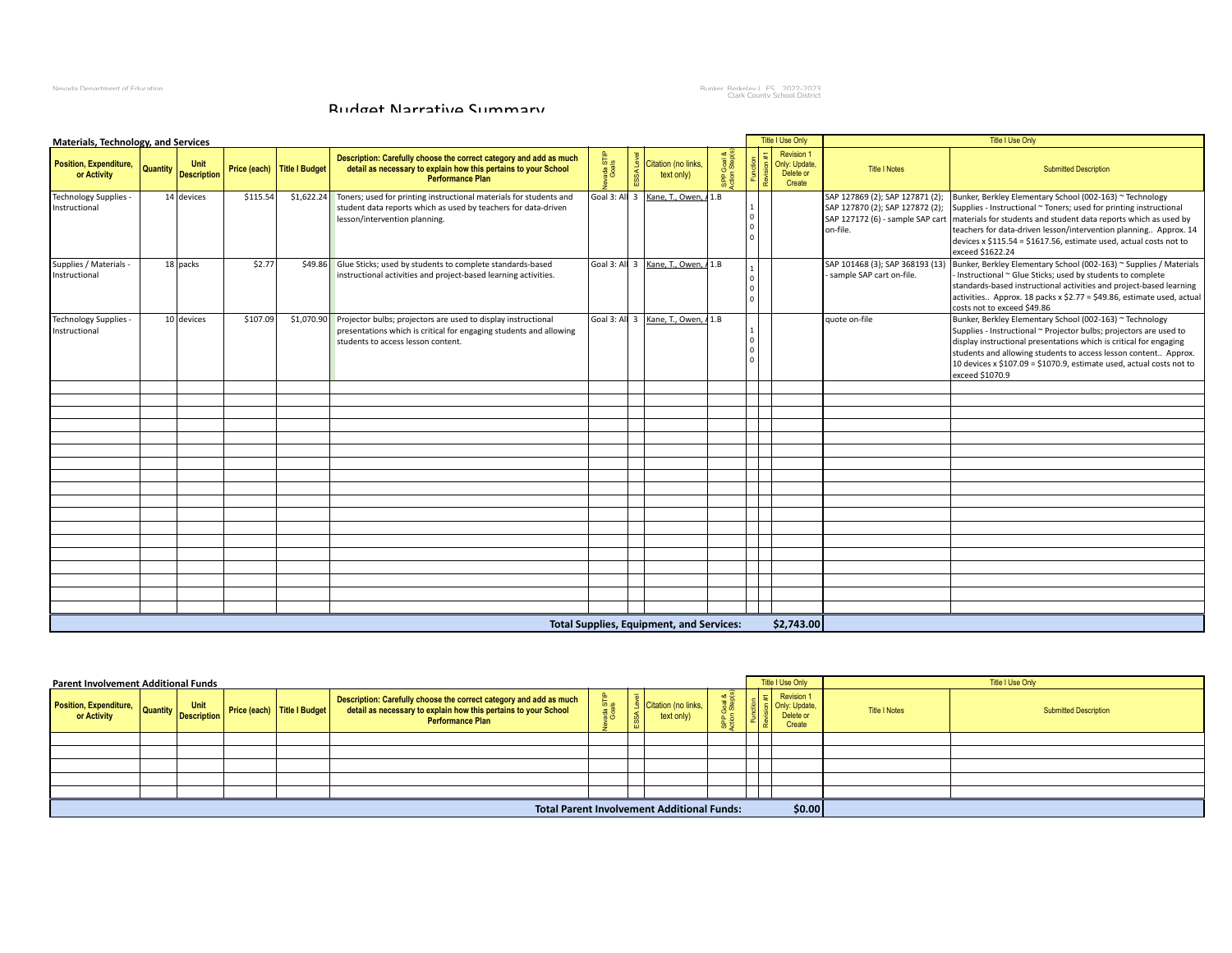# Budget Narrative Summary

**Materials, Technology, and Services**

| Position, Expenditure, or Activity | Quantity | Unit Description | Price (each) | Title I Budget | Description: Carefully choose the correct category and add as much detail as necessary to explain how this pertains to your School Performance Plan | Nevada STIP Goals | ESSA Level | Citation (no links, text only) | SPP Goal & Action Step(s) | Function (Title I Use Only) | Revision #1 (Title I Use Only) | Revision 1 Only: Update, Delete or Create (Title I Use Only) | Title I Notes (Title I Use Only) | Submitted Description (Title I Use Only) |
|---|---|---|---|---|---|---|---|---|---|---|---|---|---|---|
| Technology Supplies - Instructional | 14 | devices | $115.54 | $1,622.24 | Toners; used for printing instructional materials for students and student data reports which as used by teachers for data-driven lesson/intervention planning. | Goal 3: All | 3 | Kane, T., Owen, A | 1.B | 1000 | | | SAP 127869 (2); SAP 127871 (2); SAP 127870 (2); SAP 127872 (2); SAP 127172 (6) - sample SAP cart on-file. | Bunker, Berkley Elementary School (002-163) ~ Technology Supplies - Instructional ~ Toners; used for printing instructional materials for students and student data reports which as used by teachers for data-driven lesson/intervention planning.. Approx. 14 devices x $115.54 = $1617.56, estimate used, actual costs not to exceed $1622.24 |
| Supplies / Materials - Instructional | 18 | packs | $2.77 | $49.86 | Glue Sticks; used by students to complete standards-based instructional activities and project-based learning activities. | Goal 3: All | 3 | Kane, T., Owen, A | 1.B | 1000 | | | SAP 101468 (3); SAP 368193 (13) - sample SAP cart on-file. | Bunker, Berkley Elementary School (002-163) ~ Supplies / Materials - Instructional ~ Glue Sticks; used by students to complete standards-based instructional activities and project-based learning activities.. Approx. 18 packs x $2.77 = $49.86, estimate used, actual costs not to exceed $49.86 |
| Technology Supplies - Instructional | 10 | devices | $107.09 | $1,070.90 | Projector bulbs; projectors are used to display instructional presentations which is critical for engaging students and allowing students to access lesson content. | Goal 3: All | 3 | Kane, T., Owen, A | 1.B | 1000 | | | quote on-file | Bunker, Berkley Elementary School (002-163) ~ Technology Supplies - Instructional ~ Projector bulbs; projectors are used to display instructional presentations which is critical for engaging students and allowing students to access lesson content.. Approx. 10 devices x $107.09 = $1070.9, estimate used, actual costs not to exceed $1070.9 |
| | | | | | | | | | | | | | | |
| **Total Supplies, Equipment, and Services:** | | | | | | | | | | | | **$2,743.00** | | |

**Parent Involvement Additional Funds**

| Position, Expenditure, or Activity | Quantity | Unit Description | Price (each) | Title I Budget | Description: Carefully choose the correct category and add as much detail as necessary to explain how this pertains to your School Performance Plan | Nevada STIP Goals | ESSA Level | Citation (no links, text only) | SPP Goal & Action Step(s) | Function (Title I Use Only) | Revision #1 (Title I Use Only) | Revision 1 Only: Update, Delete or Create (Title I Use Only) | Title I Notes (Title I Use Only) | Submitted Description (Title I Use Only) |
|---|---|---|---|---|---|---|---|---|---|---|---|---|---|---|
| | | | | | | | | | | | | | | |
| **Total Parent Involvement Additional Funds:** | | | | | | | | | | | | **$0.00** | | |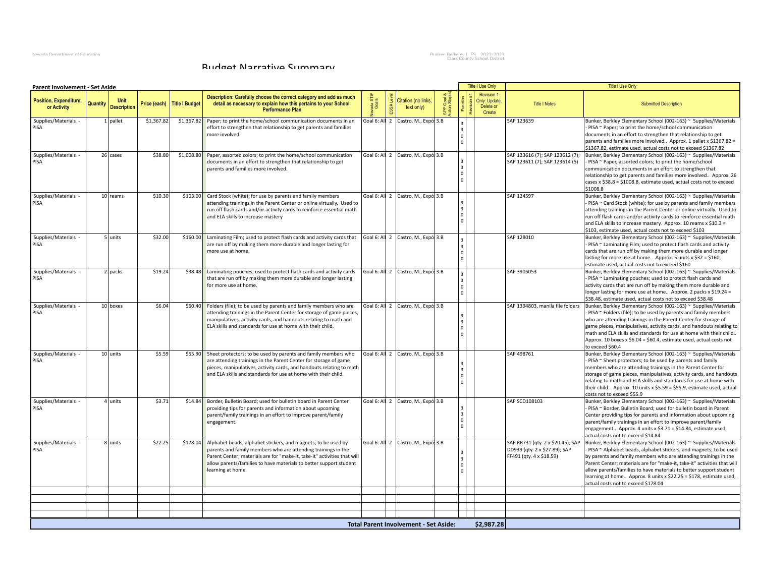# Budget Narrative Summary

## Parent Involvement - Set Aside

| Position, Expenditure, or Activity | Quantity | Unit Description | Price (each) | Title I Budget | Description: Carefully choose the correct category and add as much detail as necessary to explain how this pertains to your School Performance Plan | Nevada STIP Goals | ESSA Level | Citation (no links, text only) | SPP Goal & Action Step(s) | Function | Revision #1 | Revision 1 Only: Update, Delete or Create | Title I Notes | Submitted Description |
|---|---|---|---|---|---|---|---|---|---|---|---|---|---|---|
| Supplies/Materials - PISA | 1 | pallet | $1,367.82 | $1,367.82 | Paper; to print the home/school communication documents in an effort to strengthen that relationship to get parents and families more involved. | Goal 6: All | 2 | Castro, M., Expó | 3.B | 3300 | | | SAP 123639 | Bunker, Berkley Elementary School (002-163) ~ Supplies/Materials - PISA ~ Paper; to print the home/school communication documents in an effort to strengthen that relationship to get parents and families more involved.. Approx. 1 pallet x $1367.82 = $1367.82, estimate used, actual costs not to exceed $1367.82 |
| Supplies/Materials - PISA | 26 | cases | $38.80 | $1,008.80 | Paper, assorted colors; to print the home/school communication documents in an effort to strengthen that relationship to get parents and families more involved. | Goal 6: All | 2 | Castro, M., Expó | 3.B | 3300 | | | SAP 123616 (7); SAP 123612 (7); SAP 123611 (7); SAP 123614 (5) | Bunker, Berkley Elementary School (002-163) ~ Supplies/Materials - PISA ~ Paper, assorted colors; to print the home/school communication documents in an effort to strengthen that relationship to get parents and families more involved.. Approx. 26 cases x $38.8 = $1008.8, estimate used, actual costs not to exceed $1008.8 |
| Supplies/Materials - PISA | 10 | reams | $10.30 | $103.00 | Card Stock (white); for use by parents and family members attending trainings in the Parent Center or online virtually. Used to run off flash cards and/or activity cards to reinforce essential math and ELA skills to increase mastery | Goal 6: All | 2 | Castro, M., Expó | 3.B | 3300 | | | SAP 124597 | Bunker, Berkley Elementary School (002-163) ~ Supplies/Materials - PISA ~ Card Stock (white); for use by parents and family members attending trainings in the Parent Center or online virtually. Used to run off flash cards and/or activity cards to reinforce essential math and ELA skills to increase mastery. Approx. 10 reams x $10.3 = $103, estimate used, actual costs not to exceed $103 |
| Supplies/Materials - PISA | 5 | units | $32.00 | $160.00 | Laminating Film; used to protect flash cards and activity cards that are run off by making them more durable and longer lasting for more use at home. | Goal 6: All | 2 | Castro, M., Expó | 3.B | 3300 | | | SAP 128010 | Bunker, Berkley Elementary School (002-163) ~ Supplies/Materials - PISA ~ Laminating Film; used to protect flash cards and activity cards that are run off by making them more durable and longer lasting for more use at home.. Approx. 5 units x $32 = $160, estimate used, actual costs not to exceed $160 |
| Supplies/Materials - PISA | 2 | packs | $19.24 | $38.48 | Laminating pouches; used to protect flash cards and activity cards that are run off by making them more durable and longer lasting for more use at home. | Goal 6: All | 2 | Castro, M., Expó | 3.B | 3300 | | | SAP 3905053 | Bunker, Berkley Elementary School (002-163) ~ Supplies/Materials - PISA ~ Laminating pouches; used to protect flash cards and activity cards that are run off by making them more durable and longer lasting for more use at home.. Approx. 2 packs x $19.24 = $38.48, estimate used, actual costs not to exceed $38.48 |
| Supplies/Materials - PISA | 10 | boxes | $6.04 | $60.40 | Folders (file); to be used by parents and family members who are attending trainings in the Parent Center for storage of game pieces, manipulatives, activity cards, and handouts relating to math and ELA skills and standards for use at home with their child. | Goal 6: All | 2 | Castro, M., Expó | 3.B | 3300 | | | SAP 1394803, manila file folders | Bunker, Berkley Elementary School (002-163) ~ Supplies/Materials - PISA ~ Folders (file); to be used by parents and family members who are attending trainings in the Parent Center for storage of game pieces, manipulatives, activity cards, and handouts relating to math and ELA skills and standards for use at home with their child.. Approx. 10 boxes x $6.04 = $60.4, estimate used, actual costs not to exceed $60.4 |
| Supplies/Materials - PISA | 10 | units | $5.59 | $55.90 | Sheet protectors; to be used by parents and family members who are attending trainings in the Parent Center for storage of game pieces, manipulatives, activity cards, and handouts relating to math and ELA skills and standards for use at home with their child. | Goal 6: All | 2 | Castro, M., Expó | 3.B | 3300 | | | SAP 498761 | Bunker, Berkley Elementary School (002-163) ~ Supplies/Materials - PISA ~ Sheet protectors; to be used by parents and family members who are attending trainings in the Parent Center for storage of game pieces, manipulatives, activity cards, and handouts relating to math and ELA skills and standards for use at home with their child.. Approx. 10 units x $5.59 = $55.9, estimate used, actual costs not to exceed $55.9 |
| Supplies/Materials - PISA | 4 | units | $3.71 | $14.84 | Border, Bulletin Board; used for bulletin board in Parent Center providing tips for parents and information about upcoming parent/family trainings in an effort to improve parent/family engagement. | Goal 6: All | 2 | Castro, M., Expó | 3.B | 3300 | | | SAP SCD108103 | Bunker, Berkley Elementary School (002-163) ~ Supplies/Materials - PISA ~ Border, Bulletin Board; used for bulletin board in Parent Center providing tips for parents and information about upcoming parent/family trainings in an effort to improve parent/family engagement.. Approx. 4 units x $3.71 = $14.84, estimate used, actual costs not to exceed $14.84 |
| Supplies/Materials - PISA | 8 | units | $22.25 | $178.04 | Alphabet beads, alphabet stickers, and magnets; to be used by parents and family members who are attending trainings in the Parent Center; materials are for "make-it, take-it" activities that will allow parents/families to have materials to better support student learning at home. | Goal 6: All | 2 | Castro, M., Expó | 3.B | 3300 | | | SAP RR731 (qty. 2 x $20.45); SAP DD939 (qty. 2 x $27.89); SAP FF491 (qty. 4 x $18.59) | Bunker, Berkley Elementary School (002-163) ~ Supplies/Materials - PISA ~ Alphabet beads, alphabet stickers, and magnets; to be used by parents and family members who are attending trainings in the Parent Center; materials are for "make-it, take-it" activities that will allow parents/families to have materials to better support student learning at home.. Approx. 8 units x $22.25 = $178, estimate used, actual costs not to exceed $178.04 |
| | | | | | | | | | | | | | | |
| | | | | | | | | | | | | | | |
| | | | | | | | | | | | | | | |
| | | | | | | | | | | | | | | |
| | | | | | | | | **Total Parent Involvement - Set Aside:** | | | | **$2,987.28** | | |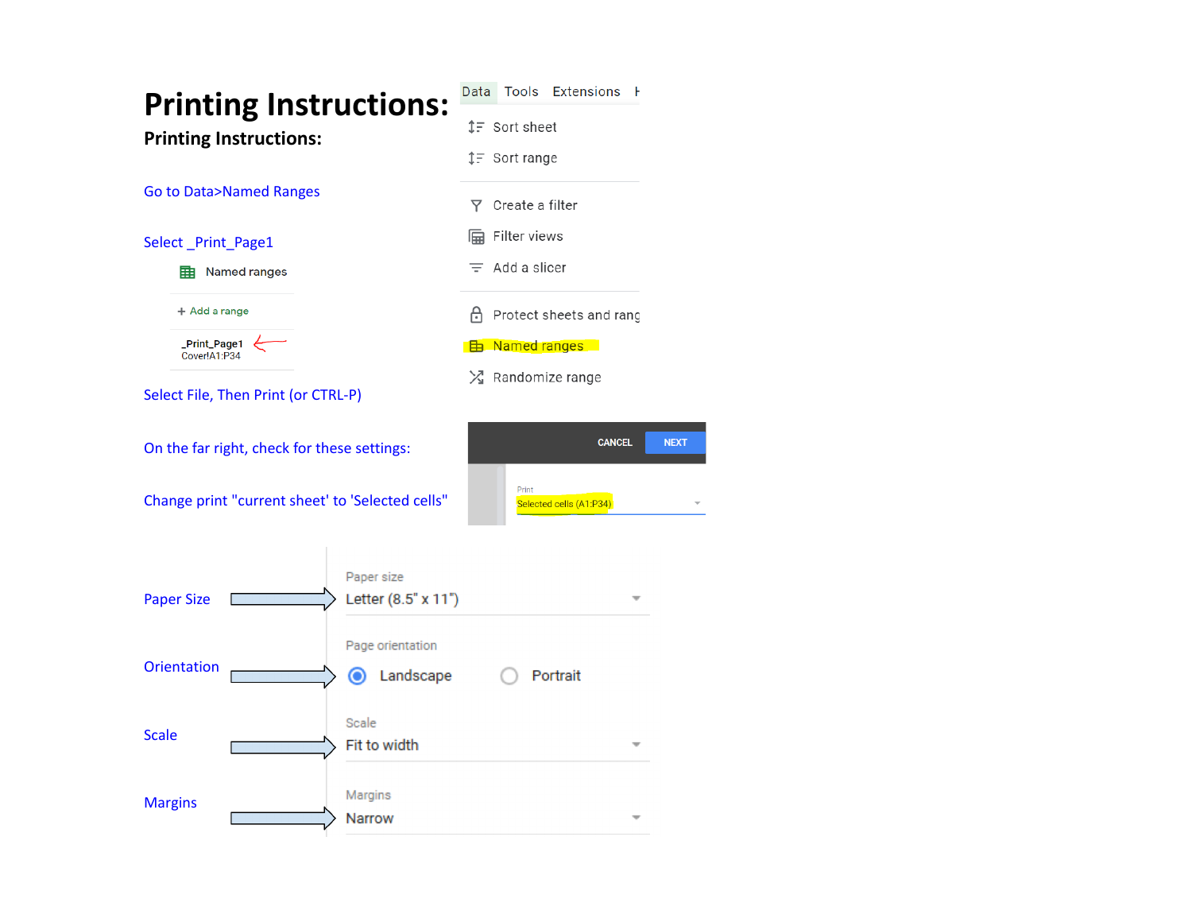# Printing Instructions:

## Printing Instructions:

Go to Data>Named Ranges

Select _Print_Page1

Named ranges

+ Add a range

_Print_Page1
Cover!A1:P34

Select File, Then Print (or CTRL-P)

On the far right, check for these settings:

Change print "current sheet' to 'Selected cells"

Data Tools Extensions

Sort sheet

Sort range

Create a filter

Filter views

Add a slicer

Protect sheets and rang

Named ranges

Randomize range

CANCEL NEXT

Print

Selected cells (A1:P34)

Paper Size

Paper size

Letter (8.5" x 11")

Orientation

Page orientation

Landscape Portrait

Scale

Scale

Fit to width

Margins

Margins

Narrow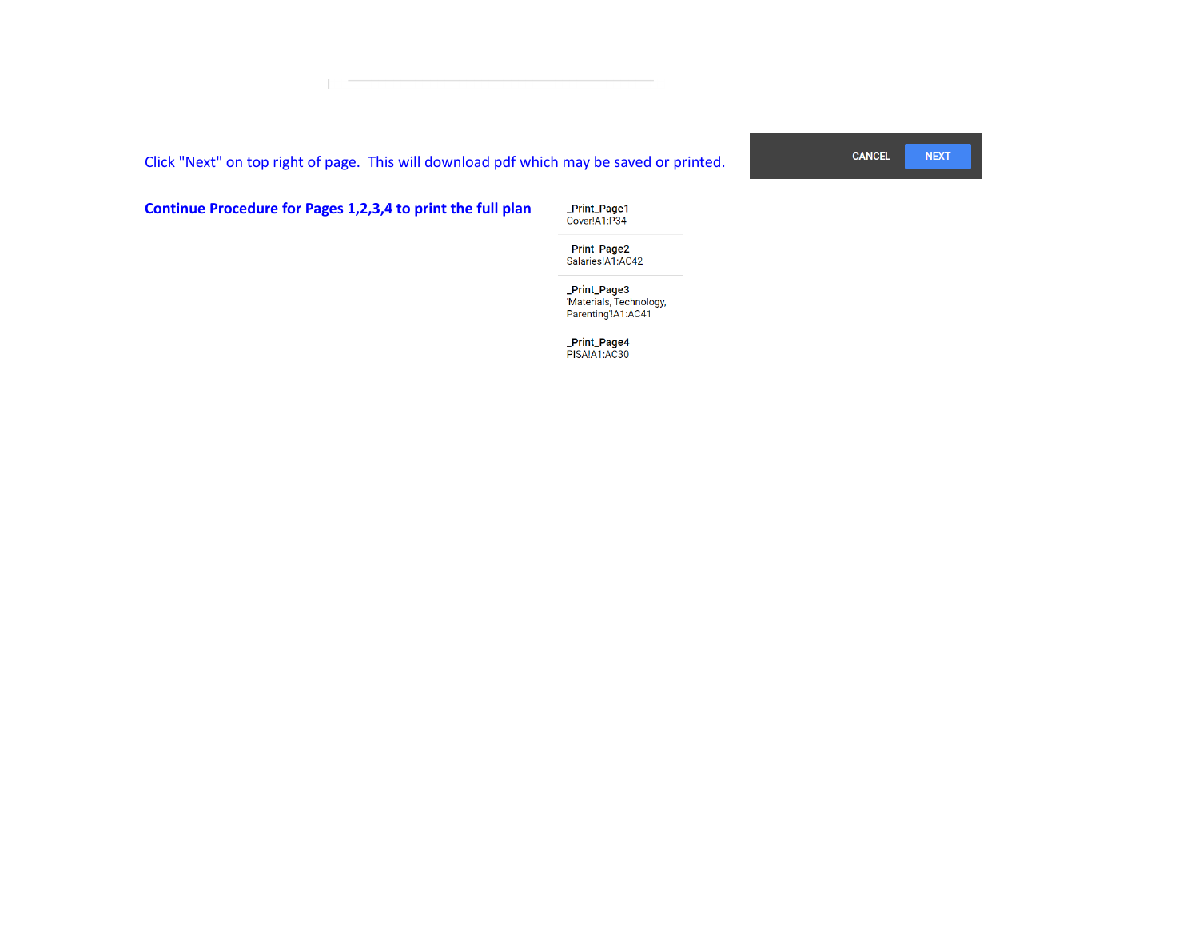Click "Next" on top right of page.  This will download pdf which may be saved or printed.

CANCEL NEXT

**Continue Procedure for Pages 1,2,3,4 to print the full plan**

**_Print_Page1**
Cover!A1:P34

**_Print_Page2**
Salaries!A1:AC42

**_Print_Page3**
'Materials, Technology, Parenting'!A1:AC41

**_Print_Page4**
PISA!A1:AC30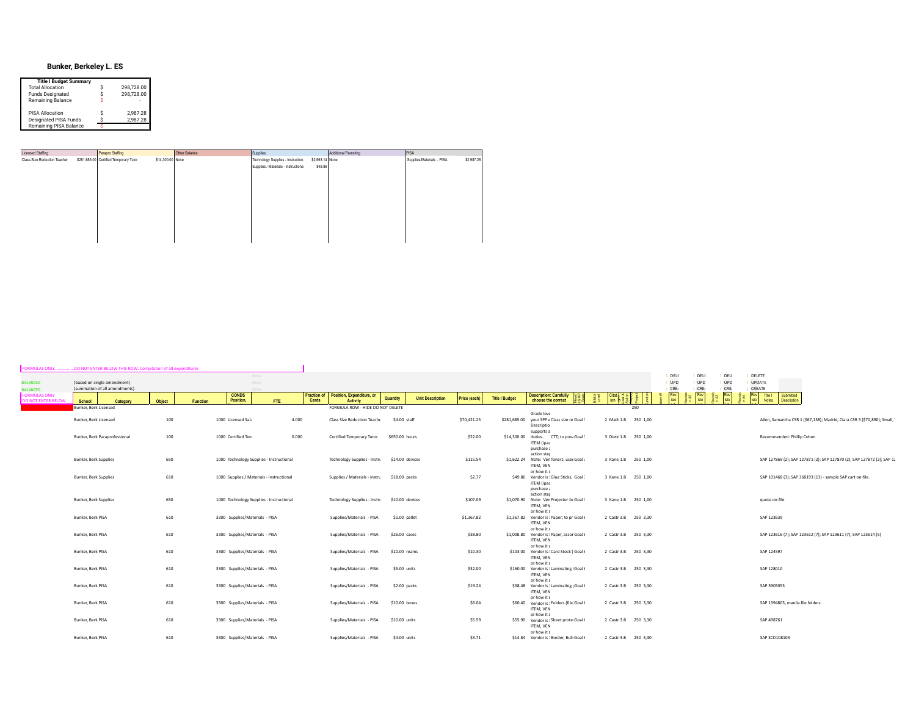## Bunker, Berkeley L. ES

| Title I Budget Summary | | |
|---|---|---|
| Total Allocation | $ | 298,728.00 |
| Funds Designated | $ | 298,728.00 |
| Remaining Balance | $ | - |
| | | |
| PISA Allocation | $ | 2,987.28 |
| Designated PISA Funds | $ | 2,987.28 |
| Remaining PISA Balance | $ | - |

| Licensed Staffing | | Parapro Staffing | | Other Salaries | Supplies | | Additional Parenting | PISA | |
|---|---|---|---|---|---|---|---|---|---|
| Class Size Reduction Teacher | $281,685.00 | Certified Temporary Tutor | $14,300.00 | None | Technology Supplies - Instruction | $2,693.14 | None | Supplies/Materials - PISA | $2,987.28 |
| | | | | | Supplies / Materials - Instructiona | $49.86 | | | |

FORMULAS ONLY...............DO NOT ENTER BELOW THIS ROW: Compilation of all expenditures

BALANCED (based on single amendment)

BALANCED (summation of all amendments)

| School | Category | Object | Function | CONDS Position, | FTE | Fraction of Cents | Position, Expenditure, or Activity | Quantity | Unit Description | Price (each) | Title I Budget | Description: Carefully choose the correct | Goal | | Citation | | Project | | Title I Notes | Submitted Description |
|---|---|---|---|---|---|---|---|---|---|---|---|---|---|---|---|---|---|---|---|---|
| Bunker, Berk Licensed | | | | | | | FORMULA ROW - HIDE DO NOT DELETE | | | | | | | | | | 250 | | | |
| Bunker, Berk Licensed | | 100 | 1000 | Licensed Sala | 4.000 | | Class Size Reduction Teache | $4.00 | staff | $70,421.25 | $281,685.00 | Grade leve your SPP o Description supports a | Class size re | Goal 2 | Math | 1.B | 250 | 1,00 | | Allen, Samantha CSR 1 ($67,138); Madrid, Ciara CSR 3 ($70,890); Small, |
| Bunker, Berk Paraprofessional | | 100 | 1000 | Certified Ten | 0.000 | | Certified Temporary Tutor | $650.00 | hours | $22.00 | $14,300.00 | duties. | CTT; to prov | Goal 3 | Dietri | 1.B | 250 | 1,00 | | Recommended: Phillip Cohen |
| Bunker, Berk Supplies | | 650 | 1000 | Technology Supplies - Instructional | | | Technology Supplies - Instru | $14.00 | devices | $115.54 | $1,622.24 | ITEM (ipac purchase a action step Note: Ven | Toners; used | Goal 3 | Kane, | 1.B | 250 | 1,00 | | SAP 127869 (2); SAP 127871 (2); SAP 127870 (2); SAP 127872 (2); SAP 1 |
| Bunker, Berk Supplies | | 610 | 1000 | Supplies / Materials - Instructional | | | Supplies / Materials - Instru | $18.00 | packs | $2.77 | $49.86 | or how it s Vendor is ! | Glue Sticks; | Goal 3 | Kane, | 1.B | 250 | 1,00 | | SAP 101468 (3); SAP 368193 (13) - sample SAP cart on-file. |
| Bunker, Berk Supplies | | 650 | 1000 | Technology Supplies - Instructional | | | Technology Supplies - Instru | $10.00 | devices | $107.09 | $1,070.90 | ITEM (ipac purchase a action step Note: Ven | Projector bu | Goal 3 | Kane, | 1.B | 250 | 1,00 | | quote on-file |
| Bunker, Berk PISA | | 610 | 3300 | Supplies/Materials - PISA | | | Supplies/Materials - PISA | $1.00 | pallet | $1,367.82 | $1,367.82 | ITEM, VEN or how it s Vendor is ! | Paper; to pr | Goal 6 | Castr | 3.B | 250 | 3,30 | | SAP 123639 |
| Bunker, Berk PISA | | 610 | 3300 | Supplies/Materials - PISA | | | Supplies/Materials - PISA | $26.00 | cases | $38.80 | $1,008.80 | ITEM, VEN or how it s Vendor is ! | Paper, assor | Goal 6 | Castr | 3.B | 250 | 3,30 | | SAP 123616 (7); SAP 123612 (7); SAP 123611 (7); SAP 123614 (5) |
| Bunker, Berk PISA | | 610 | 3300 | Supplies/Materials - PISA | | | Supplies/Materials - PISA | $10.00 | reams | $10.30 | $103.00 | ITEM, VEN or how it s Vendor is ! | Card Stock ( | Goal 6 | Castr | 3.B | 250 | 3,30 | | SAP 124597 |
| Bunker, Berk PISA | | 610 | 3300 | Supplies/Materials - PISA | | | Supplies/Materials - PISA | $5.00 | units | $32.00 | $160.00 | ITEM, VEN or how it s Vendor is ! | Laminating I | Goal 6 | Castr | 3.B | 250 | 3,30 | | SAP 128010 |
| Bunker, Berk PISA | | 610 | 3300 | Supplies/Materials - PISA | | | Supplies/Materials - PISA | $2.00 | packs | $19.24 | $38.48 | ITEM, VEN or how it s Vendor is ! | Laminating | Goal 6 | Castr | 3.B | 250 | 3,30 | | SAP 3905053 |
| Bunker, Berk PISA | | 610 | 3300 | Supplies/Materials - PISA | | | Supplies/Materials - PISA | $10.00 | boxes | $6.04 | $60.40 | ITEM, VEN or how it s Vendor is ! | Folders (file | Goal 6 | Castr | 3.B | 250 | 3,30 | | SAP 1394803, manila file folders |
| Bunker, Berk PISA | | 610 | 3300 | Supplies/Materials - PISA | | | Supplies/Materials - PISA | $10.00 | units | $5.59 | $55.90 | ITEM, VEN or how it s Vendor is ! | Sheet protec | Goal 6 | Castr | 3.B | 250 | 3,30 | | SAP 498761 |
| Bunker, Berk PISA | | 610 | 3300 | Supplies/Materials - PISA | | | Supplies/Materials - PISA | $4.00 | units | $3.71 | $14.84 | ITEM, VEN or how it s Vendor is ! | Border, Bull | Goal 6 | Castr | 3.B | 250 | 3,30 | | SAP SCD108103 |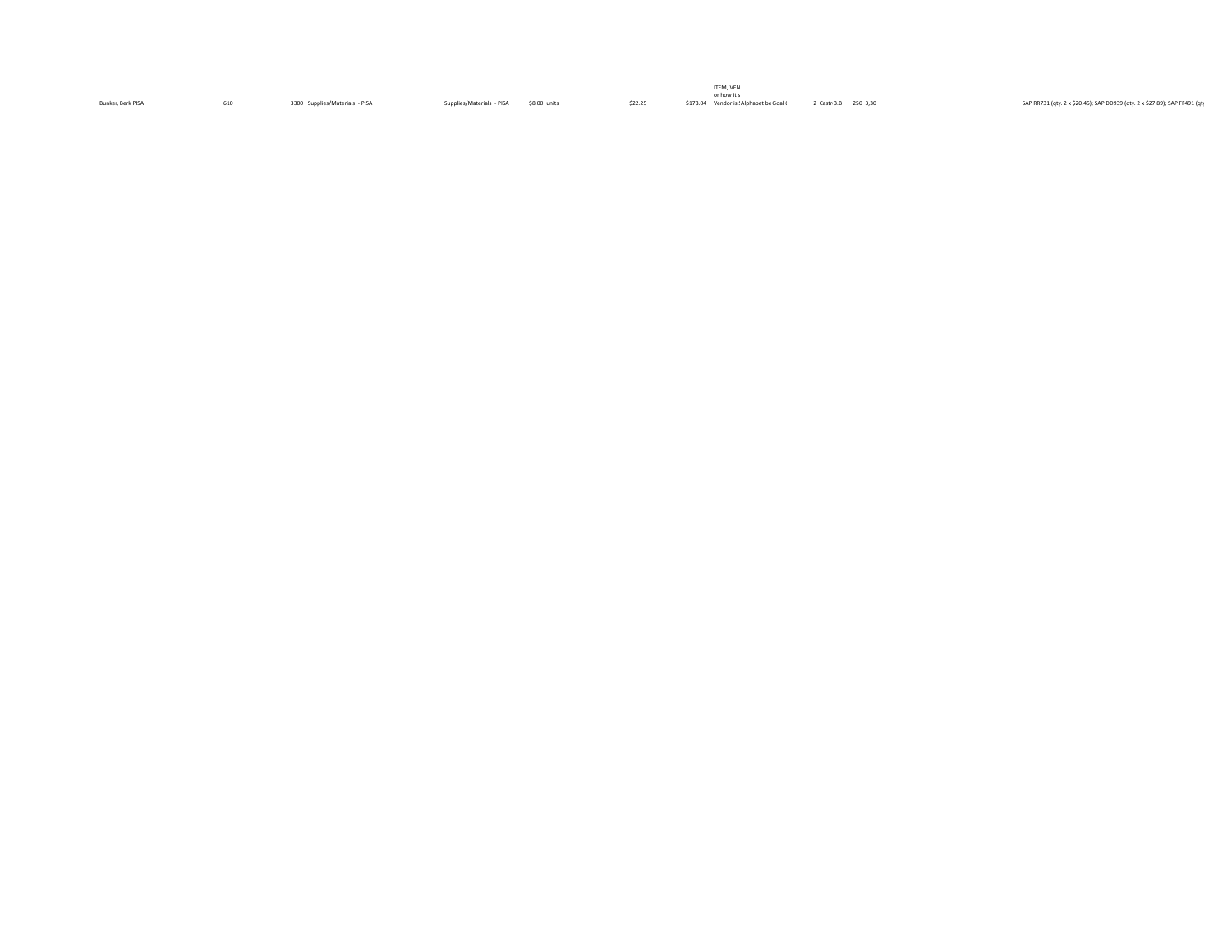| | | | | | | | | | | | |
|---|---|---|---|---|---|---|---|---|---|---|---|
| | | | | | | | ITEM, VEN or how it s | | | | |
| Bunker, Berk PISA | 610 | 3300 Supplies/Materials - PISA | Supplies/Materials - PISA | $8.00 units | $22.25 | $178.04 | Vendor is ! | Alphabet be | Goal ( | 2 Castr 3.8 250 3,30 | SAP RR731 (qty. 2 x $20.45); SAP DD939 (qty. 2 x $27.89); SAP FF491 (qty |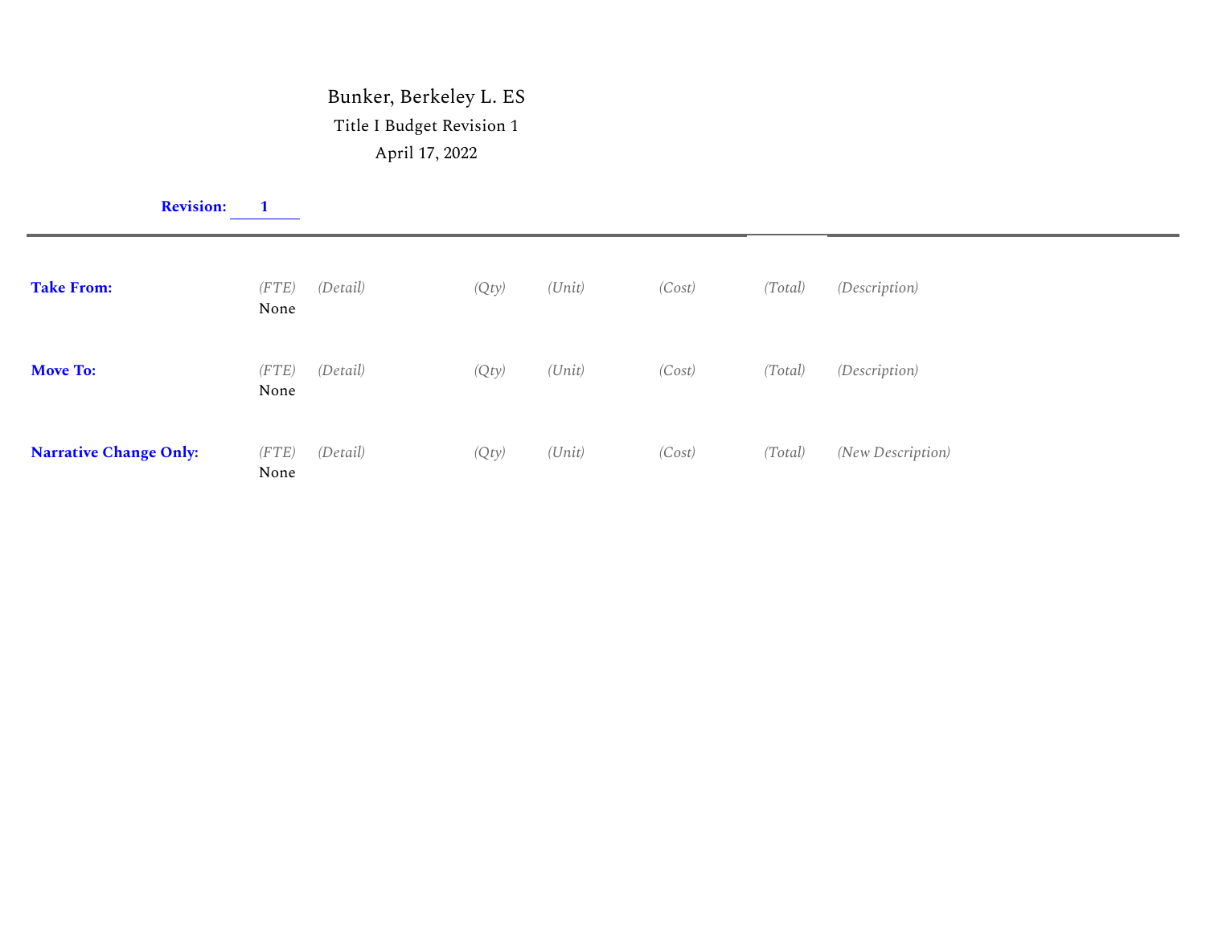# Bunker, Berkeley L. ES

Title I Budget Revision 1

April 17, 2022

**Revision:** **1**

---

**Take From:**

| (FTE) | (Detail) | (Qty) | (Unit) | (Cost) | (Total) | (Description) |
|---|---|---|---|---|---|---|
| None | | | | | | |

**Move To:**

| (FTE) | (Detail) | (Qty) | (Unit) | (Cost) | (Total) | (Description) |
|---|---|---|---|---|---|---|
| None | | | | | | |

**Narrative Change Only:**

| (FTE) | (Detail) | (Qty) | (Unit) | (Cost) | (Total) | (New Description) |
|---|---|---|---|---|---|---|
| None | | | | | | |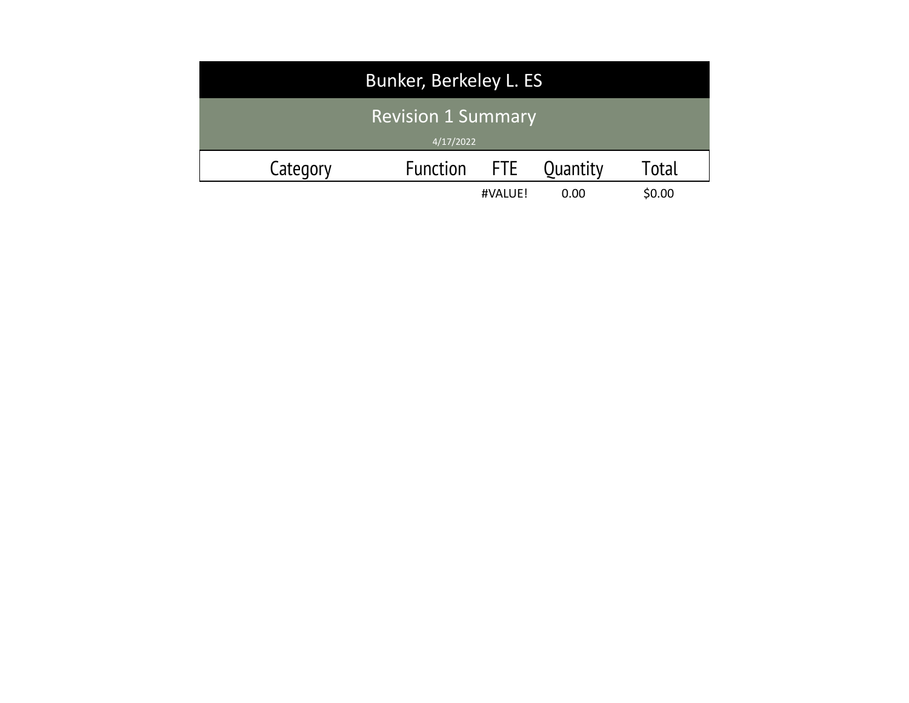# Bunker, Berkeley L. ES

## Revision 1 Summary

4/17/2022

| Category | Function | FTE | Quantity | Total |
|---|---|---|---|---|
| | | #VALUE! | 0.00 | $0.00 |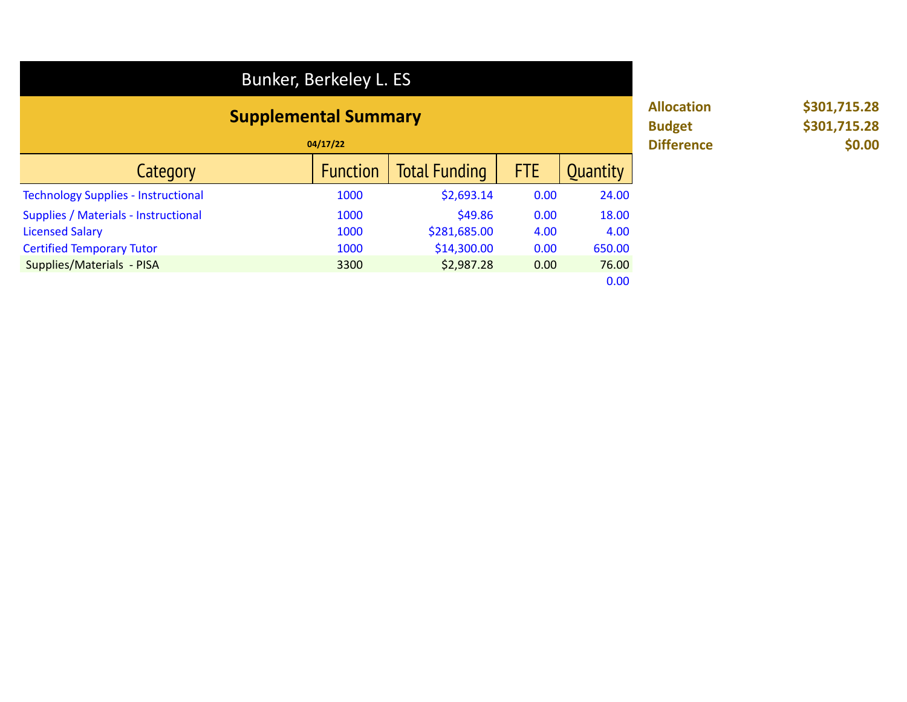# Bunker, Berkeley L. ES

## Supplemental Summary

**04/17/22**

| | |
|---|---|
| **Allocation** | **$301,715.28** |
| **Budget** | **$301,715.28** |
| **Difference** | **$0.00** |

| Category | Function | Total Funding | FTE | Quantity |
|---|---|---|---|---|
| Technology Supplies - Instructional | 1000 | $2,693.14 | 0.00 | 24.00 |
| Supplies / Materials - Instructional | 1000 | $49.86 | 0.00 | 18.00 |
| Licensed Salary | 1000 | $281,685.00 | 4.00 | 4.00 |
| Certified Temporary Tutor | 1000 | $14,300.00 | 0.00 | 650.00 |
| Supplies/Materials - PISA | 3300 | $2,987.28 | 0.00 | 76.00 |
| | | | | 0.00 |